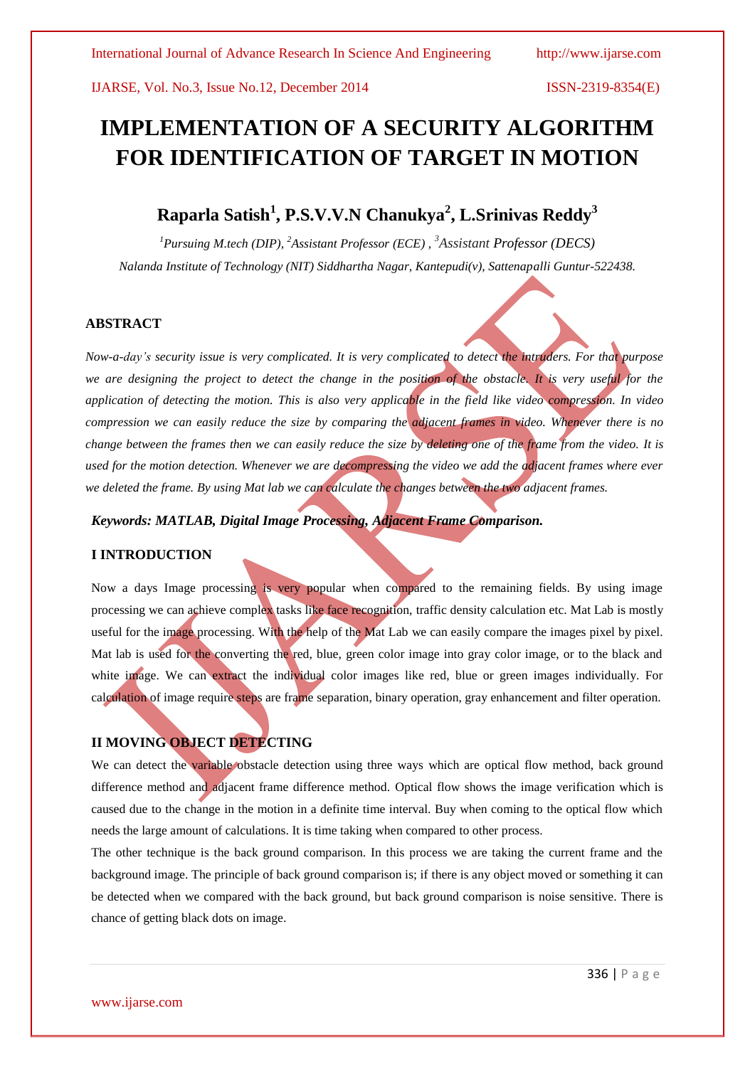# IMPLEMENTATION OF A SECURITY ALGORITHM FOR IDENTIFICATION OF TARGET IN MOTION

## Raparla Satish[1], P.S.V.V.N Chanukya[2], L.Srinivas Reddy[3]

*[1]Pursuing M.tech (DIP), [2]Assistant Professor (ECE) , [3]Assistant Professor (DECS)*

*Nalanda Institute of Technology (NIT) Siddhartha Nagar, Kantepudi(v), Sattenapalli Guntur-522438.*

### ABSTRACT

*Now-a-day's security issue is very complicated. It is very complicated to detect the intruders. For that purpose we are designing the project to detect the change in the position of the obstacle. It is very useful for the application of detecting the motion. This is also very applicable in the field like video compression. In video compression we can easily reduce the size by comparing the adjacent frames in video. Whenever there is no change between the frames then we can easily reduce the size by deleting one of the frame from the video. It is used for the motion detection. Whenever we are decompressing the video we add the adjacent frames where ever we deleted the frame. By using Mat lab we can calculate the changes between the two adjacent frames.*

***Keywords: MATLAB, Digital Image Processing, Adjacent Frame Comparison.***

### I INTRODUCTION

Now a days Image processing is very popular when compared to the remaining fields. By using image processing we can achieve complex tasks like face recognition, traffic density calculation etc. Mat Lab is mostly useful for the image processing. With the help of the Mat Lab we can easily compare the images pixel by pixel. Mat lab is used for the converting the red, blue, green color image into gray color image, or to the black and white image. We can extract the individual color images like red, blue or green images individually. For calculation of image require steps are frame separation, binary operation, gray enhancement and filter operation.

### II MOVING OBJECT DETECTING

We can detect the variable obstacle detection using three ways which are optical flow method, back ground difference method and adjacent frame difference method. Optical flow shows the image verification which is caused due to the change in the motion in a definite time interval. Buy when coming to the optical flow which needs the large amount of calculations. It is time taking when compared to other process.

The other technique is the back ground comparison. In this process we are taking the current frame and the background image. The principle of back ground comparison is; if there is any object moved or something it can be detected when we compared with the back ground, but back ground comparison is noise sensitive. There is chance of getting black dots on image.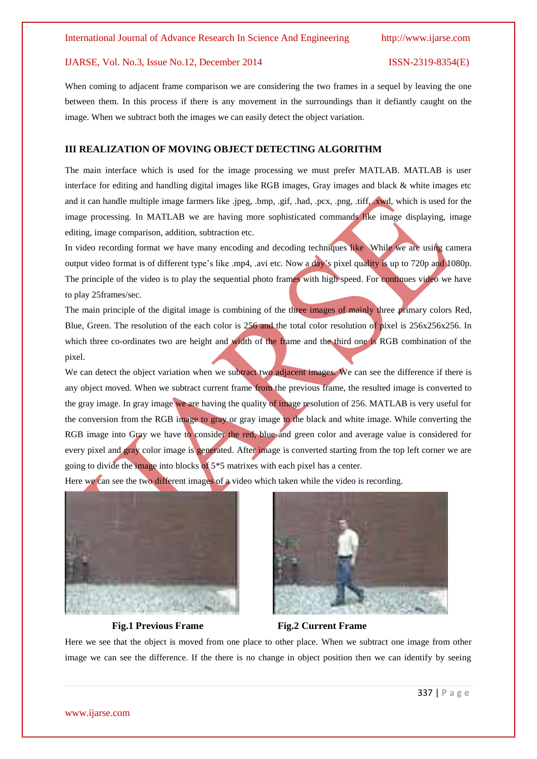When coming to adjacent frame comparison we are considering the two frames in a sequel by leaving the one between them. In this process if there is any movement in the surroundings than it defiantly caught on the image. When we subtract both the images we can easily detect the object variation.

## III REALIZATION OF MOVING OBJECT DETECTING ALGORITHM

The main interface which is used for the image processing we must prefer MATLAB. MATLAB is user interface for editing and handling digital images like RGB images, Gray images and black & white images etc and it can handle multiple image farmers like .jpeg, .bmp, .gif, .had, .pcx, .png, .tiff, .xwd, which is used for the image processing. In MATLAB we are having more sophisticated commands like image displaying, image editing, image comparison, addition, subtraction etc.

In video recording format we have many encoding and decoding techniques like While we are using camera output video format is of different type's like .mp4, .avi etc. Now a day's pixel quality is up to 720p and 1080p. The principle of the video is to play the sequential photo frames with high speed. For continues video we have to play 25frames/sec.

The main principle of the digital image is combining of the three images of mainly three primary colors Red, Blue, Green. The resolution of the each color is 256 and the total color resolution of pixel is 256x256x256. In which three co-ordinates two are height and width of the frame and the third one is RGB combination of the pixel.

We can detect the object variation when we subtract two adjacent images. We can see the difference if there is any object moved. When we subtract current frame from the previous frame, the resulted image is converted to the gray image. In gray image we are having the quality of image resolution of 256. MATLAB is very useful for the conversion from the RGB image to gray or gray image to the black and white image. While converting the RGB image into Gray we have to consider the red, blue and green color and average value is considered for every pixel and gray color image is generated. After image is converted starting from the top left corner we are going to divide the image into blocks of 5*5 matrixes with each pixel has a center.

Here we can see the two different images of a video which taken while the video is recording.

**Fig.1 Previous Frame**

**Fig.2 Current Frame**

Here we see that the object is moved from one place to other place. When we subtract one image from other image we can see the difference. If the there is no change in object position then we can identify by seeing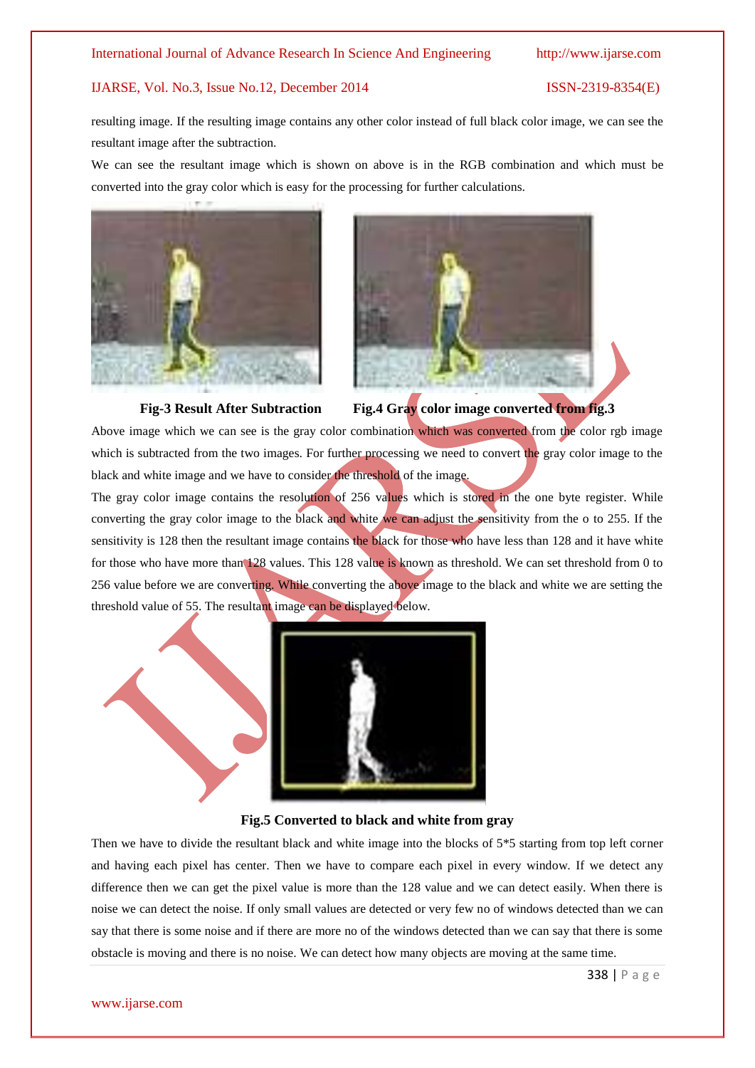resulting image. If the resulting image contains any other color instead of full black color image, we can see the resultant image after the subtraction.

We can see the resultant image which is shown on above is in the RGB combination and which must be converted into the gray color which is easy for the processing for further calculations.

**Fig-3 Result After Subtraction**

**Fig.4 Gray color image converted from fig.3**

Above image which we can see is the gray color combination which was converted from the color rgb image which is subtracted from the two images. For further processing we need to convert the gray color image to the black and white image and we have to consider the threshold of the image.

The gray color image contains the resolution of 256 values which is stored in the one byte register. While converting the gray color image to the black and white we can adjust the sensitivity from the o to 255. If the sensitivity is 128 then the resultant image contains the black for those who have less than 128 and it have white for those who have more than 128 values. This 128 value is known as threshold. We can set threshold from 0 to 256 value before we are converting. While converting the above image to the black and white we are setting the threshold value of 55. The resultant image can be displayed below.

**Fig.5 Converted to black and white from gray**

Then we have to divide the resultant black and white image into the blocks of 5*5 starting from top left corner and having each pixel has center. Then we have to compare each pixel in every window. If we detect any difference then we can get the pixel value is more than the 128 value and we can detect easily. When there is noise we can detect the noise. If only small values are detected or very few no of windows detected than we can say that there is some noise and if there are more no of the windows detected than we can say that there is some obstacle is moving and there is no noise. We can detect how many objects are moving at the same time.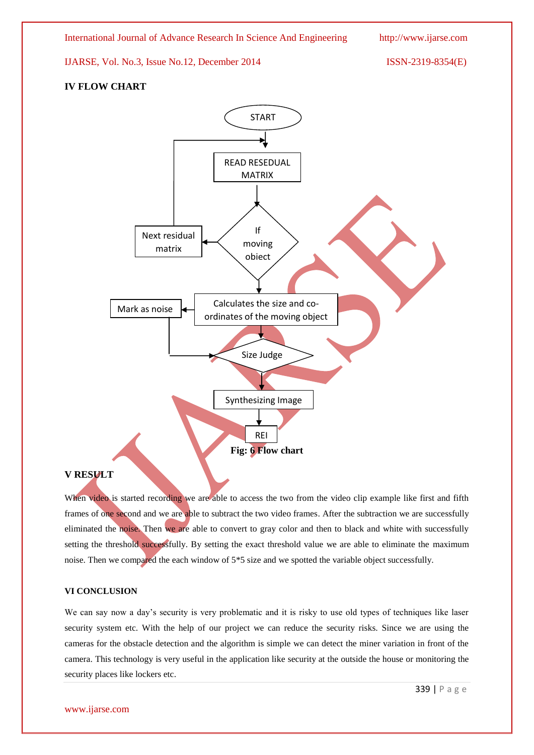## IV FLOW CHART

Fig: 6 Flow chart

## V RESULT

When video is started recording we are able to access the two from the video clip example like first and fifth frames of one second and we are able to subtract the two video frames. After the subtraction we are successfully eliminated the noise. Then we are able to convert to gray color and then to black and white with successfully setting the threshold successfully. By setting the exact threshold value we are able to eliminate the maximum noise. Then we compared the each window of 5*5 size and we spotted the variable object successfully.

## VI CONCLUSION

We can say now a day's security is very problematic and it is risky to use old types of techniques like laser security system etc. With the help of our project we can reduce the security risks. Since we are using the cameras for the obstacle detection and the algorithm is simple we can detect the miner variation in front of the camera. This technology is very useful in the application like security at the outside the house or monitoring the security places like lockers etc.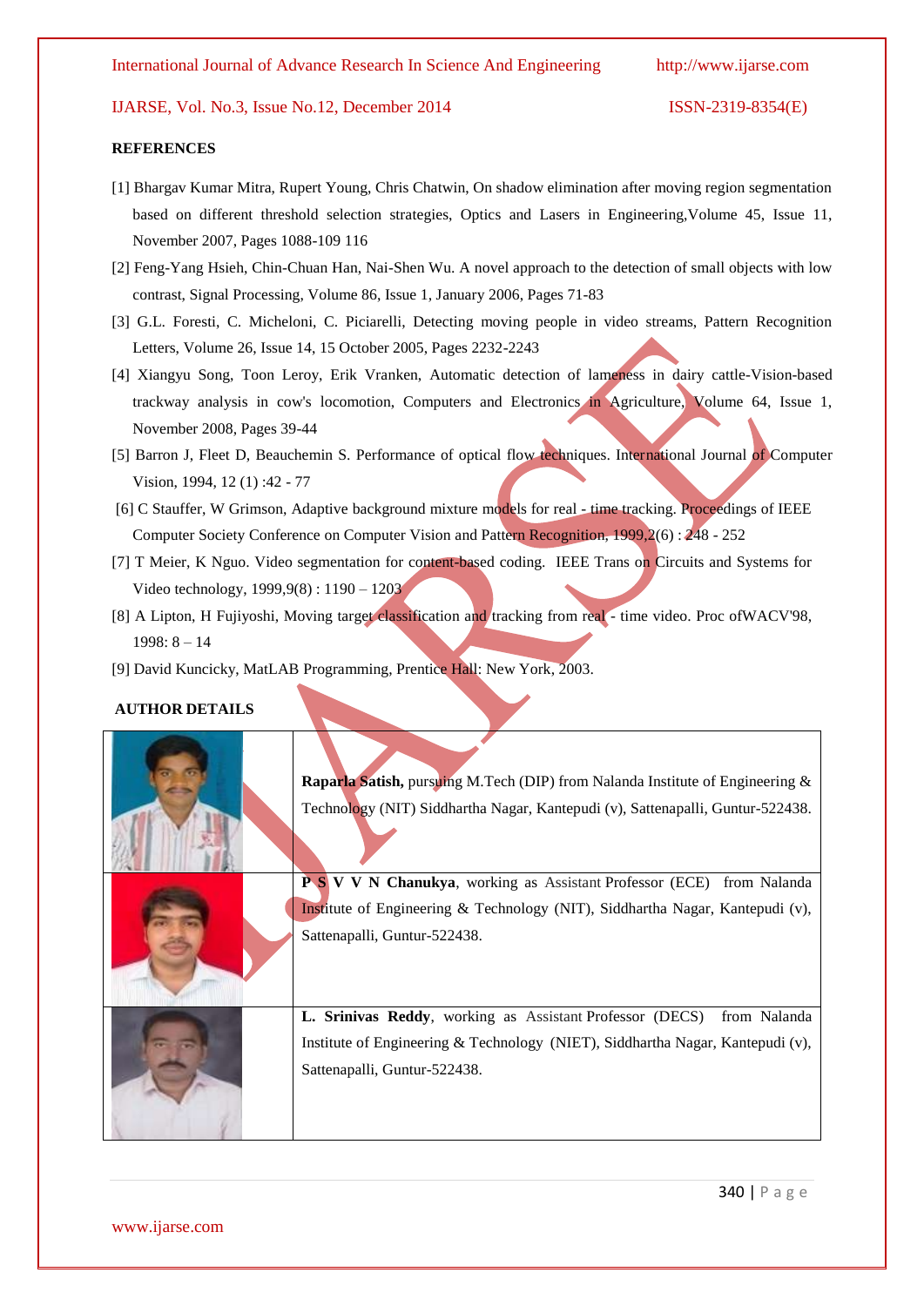## REFERENCES

[1] Bhargav Kumar Mitra, Rupert Young, Chris Chatwin, On shadow elimination after moving region segmentation based on different threshold selection strategies, Optics and Lasers in Engineering,Volume 45, Issue 11, November 2007, Pages 1088-109 116

[2] Feng-Yang Hsieh, Chin-Chuan Han, Nai-Shen Wu. A novel approach to the detection of small objects with low contrast, Signal Processing, Volume 86, Issue 1, January 2006, Pages 71-83

[3] G.L. Foresti, C. Micheloni, C. Piciarelli, Detecting moving people in video streams, Pattern Recognition Letters, Volume 26, Issue 14, 15 October 2005, Pages 2232-2243

[4] Xiangyu Song, Toon Leroy, Erik Vranken, Automatic detection of lameness in dairy cattle-Vision-based trackway analysis in cow's locomotion, Computers and Electronics in Agriculture, Volume 64, Issue 1, November 2008, Pages 39-44

[5] Barron J, Fleet D, Beauchemin S. Performance of optical flow techniques. International Journal of Computer Vision, 1994, 12 (1) :42 - 77

[6] C Stauffer, W Grimson, Adaptive background mixture models for real - time tracking. Proceedings of IEEE Computer Society Conference on Computer Vision and Pattern Recognition, 1999,2(6) : 248 - 252

[7] T Meier, K Nguo. Video segmentation for content-based coding. IEEE Trans on Circuits and Systems for Video technology, 1999,9(8) : 1190 – 1203

[8] A Lipton, H Fujiyoshi, Moving target classification and tracking from real - time video. Proc ofWACV'98, 1998: 8 – 14

[9] David Kuncicky, MatLAB Programming, Prentice Hall: New York, 2003.

## AUTHOR DETAILS

| | |
|---|---|
| | **Raparla Satish,** pursuing M.Tech (DIP) from Nalanda Institute of Engineering & Technology (NIT) Siddhartha Nagar, Kantepudi (v), Sattenapalli, Guntur-522438. |
| | **P S V V N Chanukya**, working as Assistant Professor (ECE) from Nalanda Institute of Engineering & Technology (NIT), Siddhartha Nagar, Kantepudi (v), Sattenapalli, Guntur-522438. |
| | **L. Srinivas Reddy**, working as Assistant Professor (DECS) from Nalanda Institute of Engineering & Technology (NIET), Siddhartha Nagar, Kantepudi (v), Sattenapalli, Guntur-522438. |